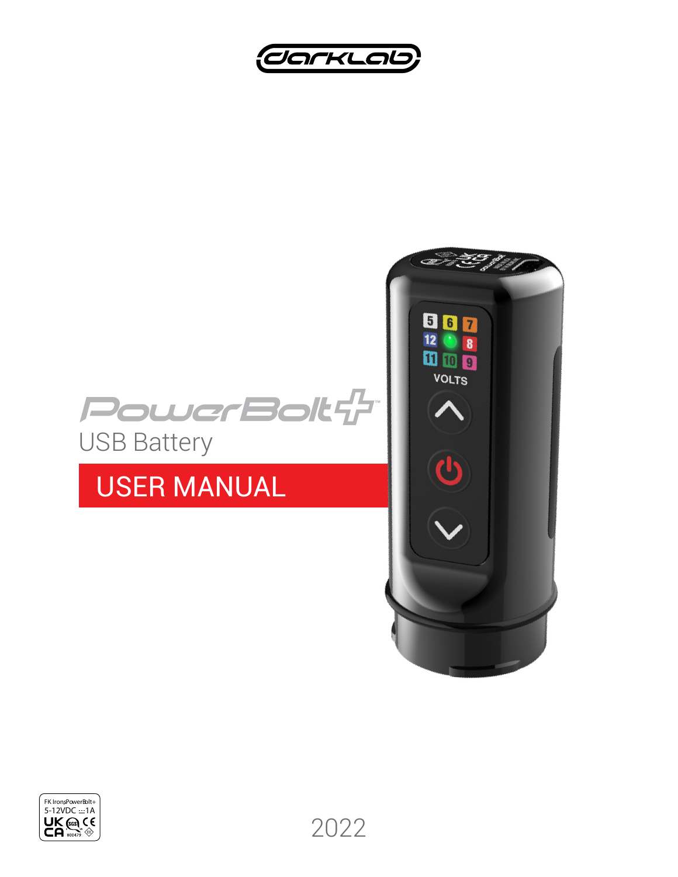darklab

# PowerBolt+™

USB Battery

## USER MANUAL

FK IronsPowerBolt+
5-12VDC ⎓1A
UK CA SGS CE 800479

2022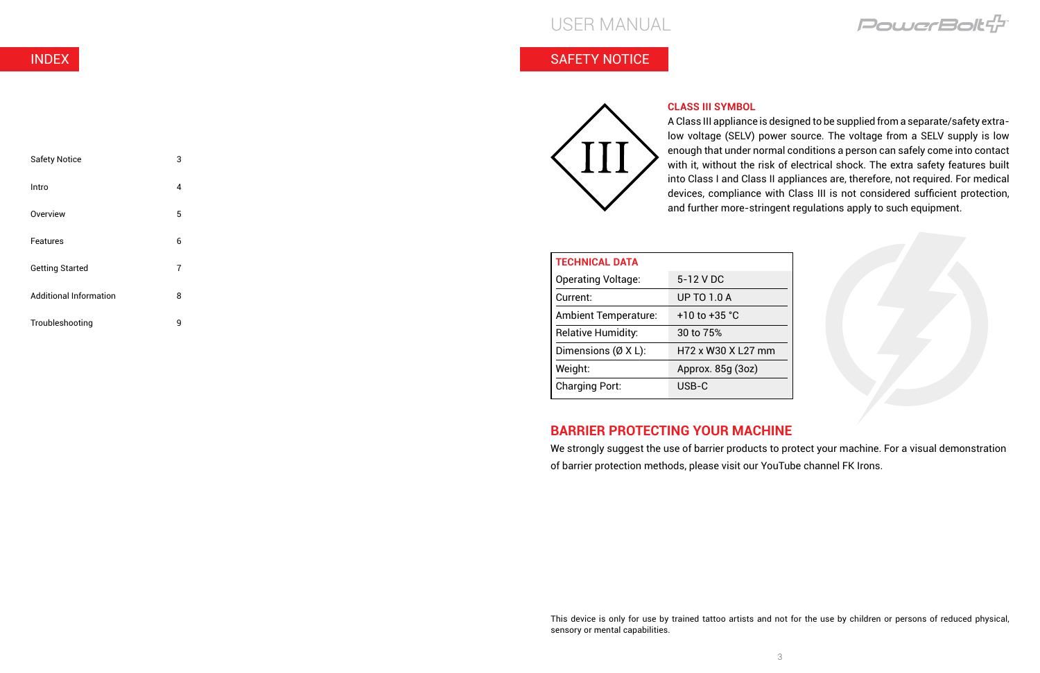## INDEX

| | |
|---|---|
| Safety Notice | 3 |
| Intro | 4 |
| Overview | 5 |
| Features | 6 |
| Getting Started | 7 |
| Additional Information | 8 |
| Troubleshooting | 9 |

# USER MANUAL

## SAFETY NOTICE

### CLASS III SYMBOL

A Class III appliance is designed to be supplied from a separate/safety extra-low voltage (SELV) power source. The voltage from a SELV supply is low enough that under normal conditions a person can safely come into contact with it, without the risk of electrical shock. The extra safety features built into Class I and Class II appliances are, therefore, not required. For medical devices, compliance with Class III is not considered sufficient protection, and further more-stringent regulations apply to such equipment.

| TECHNICAL DATA | |
|---|---|
| Operating Voltage: | 5-12 V DC |
| Current: | UP TO 1.0 A |
| Ambient Temperature: | +10 to +35 °C |
| Relative Humidity: | 30 to 75% |
| Dimensions (Ø X L): | H72 x W30 X L27 mm |
| Weight: | Approx. 85g (3oz) |
| Charging Port: | USB-C |

### BARRIER PROTECTING YOUR MACHINE

We strongly suggest the use of barrier products to protect your machine. For a visual demonstration of barrier protection methods, please visit our YouTube channel FK Irons.

This device is only for use by trained tattoo artists and not for the use by children or persons of reduced physical, sensory or mental capabilities.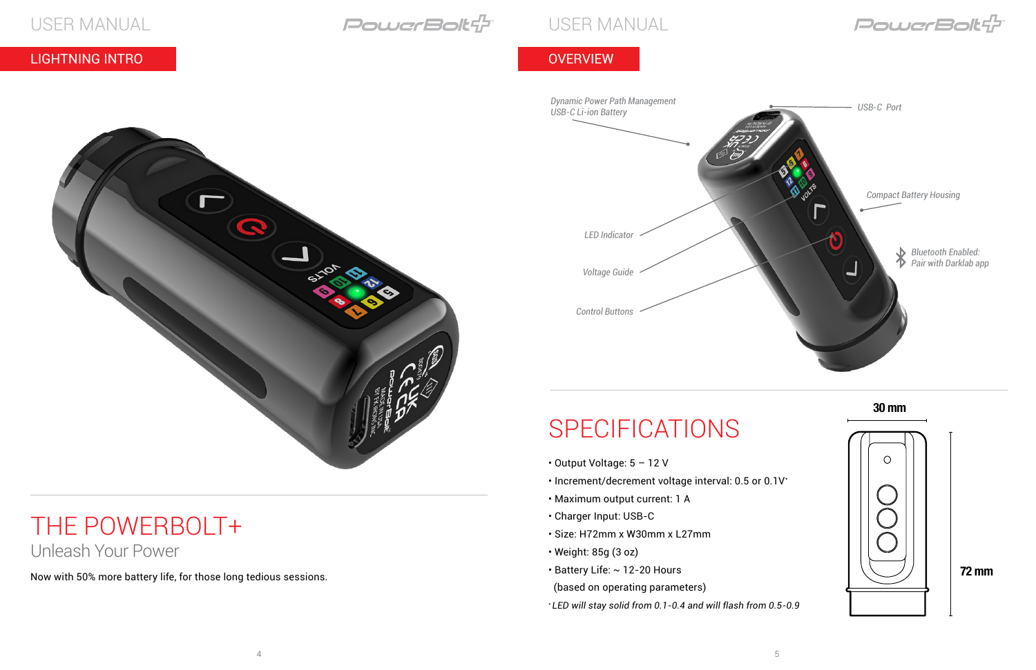## LIGHTNING INTRO

# THE POWERBOLT+

Unleash Your Power

Now with 50% more battery life, for those long tedious sessions.

## OVERVIEW

Dynamic Power Path Management USB-C Li-ion Battery

USB-C Port

Compact Battery Housing

LED Indicator

Voltage Guide

Control Buttons

Bluetooth Enabled: Pair with Darklab app

# SPECIFICATIONS

- Output Voltage: 5 – 12 V
- Increment/decrement voltage interval: 0.5 or 0.1V*
- Maximum output current: 1 A
- Charger Input: USB-C
- Size: H72mm x W30mm x L27mm
- Weight: 85g (3 oz)
- Battery Life: ~ 12-20 Hours (based on operating parameters)

*LED will stay solid from 0.1-0.4 and will flash from 0.5-0.9*

30 mm

72 mm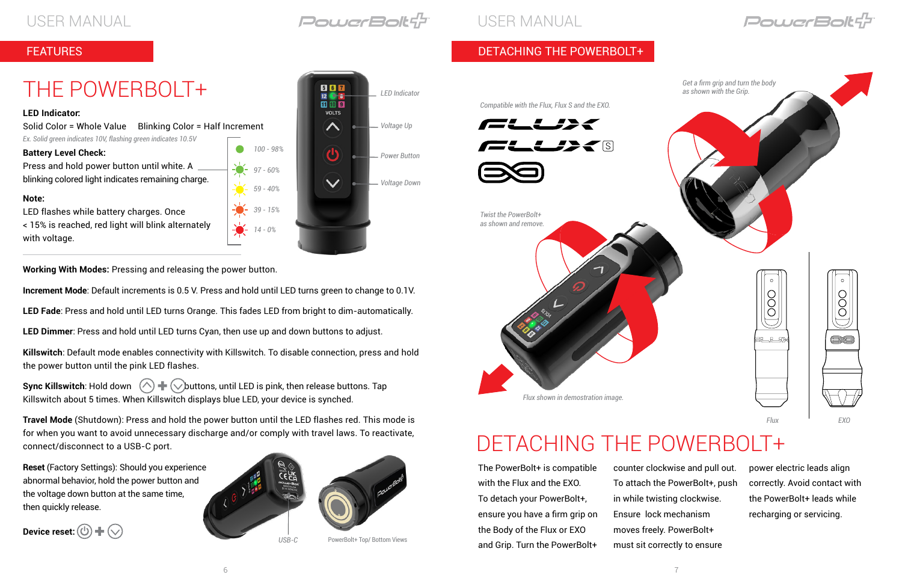## FEATURES

# THE POWERBOLT+

**LED Indicator:**
Solid Color = Whole Value    Blinking Color = Half Increment

*Ex. Solid green indicates 10V, flashing green indicates 10.5V*

**Battery Level Check:**
Press and hold power button until white. A blinking colored light indicates remaining charge.

- 100 - 98%
- 97 - 60%
- 59 - 40%
- 39 - 15%
- 14 - 0%

**Note:**
LED flashes while battery charges. Once < 15% is reached, red light will blink alternately with voltage.

LED Indicator
Voltage Up
Power Button
Voltage Down

**Working With Modes:** Pressing and releasing the power button.

**Increment Mode**: Default increments is 0.5 V. Press and hold until LED turns green to change to 0.1V.

**LED Fade**: Press and hold until LED turns Orange. This fades LED from bright to dim-automatically.

**LED Dimmer**: Press and hold until LED turns Cyan, then use up and down buttons to adjust.

**Killswitch**: Default mode enables connectivity with Killswitch. To disable connection, press and hold the power button until the pink LED flashes.

**Sync Killswitch**: Hold down (up) + (down) buttons, until LED is pink, then release buttons. Tap Killswitch about 5 times. When Killswitch displays blue LED, your device is synched.

**Travel Mode** (Shutdown): Press and hold the power button until the LED flashes red. This mode is for when you want to avoid unnecessary discharge and/or comply with travel laws. To reactivate, connect/disconnect to a USB-C port.

**Reset** (Factory Settings): Should you experience abnormal behavior, hold the power button and the voltage down button at the same time, then quickly release.

**Device reset:** (power) + (down)

USB-C
PowerBolt+ Top/ Bottom Views

## DETACHING THE POWERBOLT+

*Compatible with the Flux, Flux S and the EXO.*

*Get a firm grip and turn the body as shown with the Grip.*

*Twist the PowerBolt+ as shown and remove.*

*Flux shown in demostration image.*

Flux    EXO

# DETACHING THE POWERBOLT+

The PowerBolt+ is compatible with the Flux and the EXO. To detach your PowerBolt+, ensure you have a firm grip on the Body of the Flux or EXO and Grip. Turn the PowerBolt+ counter clockwise and pull out. To attach the PowerBolt+, push in while twisting clockwise. Ensure lock mechanism moves freely. PowerBolt+ must sit correctly to ensure power electric leads align correctly. Avoid contact with the PowerBolt+ leads while recharging or servicing.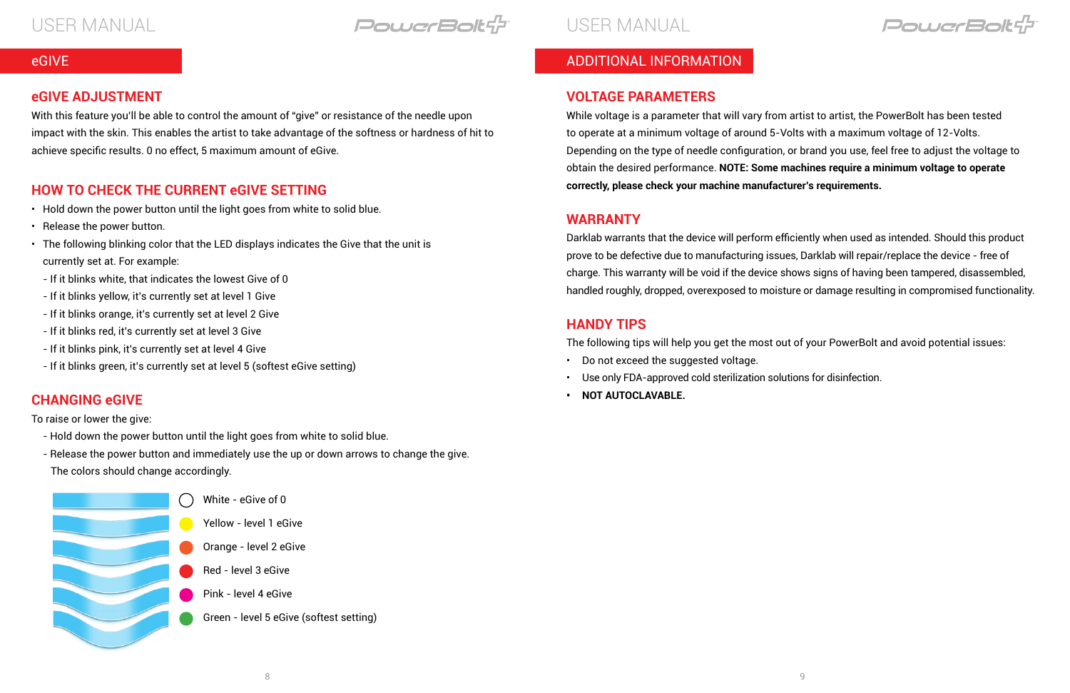## eGIVE

### eGIVE ADJUSTMENT

With this feature you'll be able to control the amount of "give" or resistance of the needle upon impact with the skin. This enables the artist to take advantage of the softness or hardness of hit to achieve specific results. 0 no effect, 5 maximum amount of eGive.

### HOW TO CHECK THE CURRENT eGIVE SETTING

- Hold down the power button until the light goes from white to solid blue.
- Release the power button.
- The following blinking color that the LED displays indicates the Give that the unit is currently set at. For example:
  - If it blinks white, that indicates the lowest Give of 0
  - If it blinks yellow, it's currently set at level 1 Give
  - If it blinks orange, it's currently set at level 2 Give
  - If it blinks red, it's currently set at level 3 Give
  - If it blinks pink, it's currently set at level 4 Give
  - If it blinks green, it's currently set at level 5 (softest eGive setting)

### CHANGING eGIVE

To raise or lower the give:

- Hold down the power button until the light goes from white to solid blue.
- Release the power button and immediately use the up or down arrows to change the give. The colors should change accordingly.

White - eGive of 0

Yellow - level 1 eGive

Orange - level 2 eGive

Red - level 3 eGive

Pink - level 4 eGive

Green - level 5 eGive (softest setting)

## ADDITIONAL INFORMATION

### VOLTAGE PARAMETERS

While voltage is a parameter that will vary from artist to artist, the PowerBolt has been tested to operate at a minimum voltage of around 5-Volts with a maximum voltage of 12-Volts. Depending on the type of needle configuration, or brand you use, feel free to adjust the voltage to obtain the desired performance. **NOTE: Some machines require a minimum voltage to operate correctly, please check your machine manufacturer's requirements.**

### WARRANTY

Darklab warrants that the device will perform efficiently when used as intended. Should this product prove to be defective due to manufacturing issues, Darklab will repair/replace the device - free of charge. This warranty will be void if the device shows signs of having been tampered, disassembled, handled roughly, dropped, overexposed to moisture or damage resulting in compromised functionality.

### HANDY TIPS

The following tips will help you get the most out of your PowerBolt and avoid potential issues:

- Do not exceed the suggested voltage.
- Use only FDA-approved cold sterilization solutions for disinfection.
- **NOT AUTOCLAVABLE.**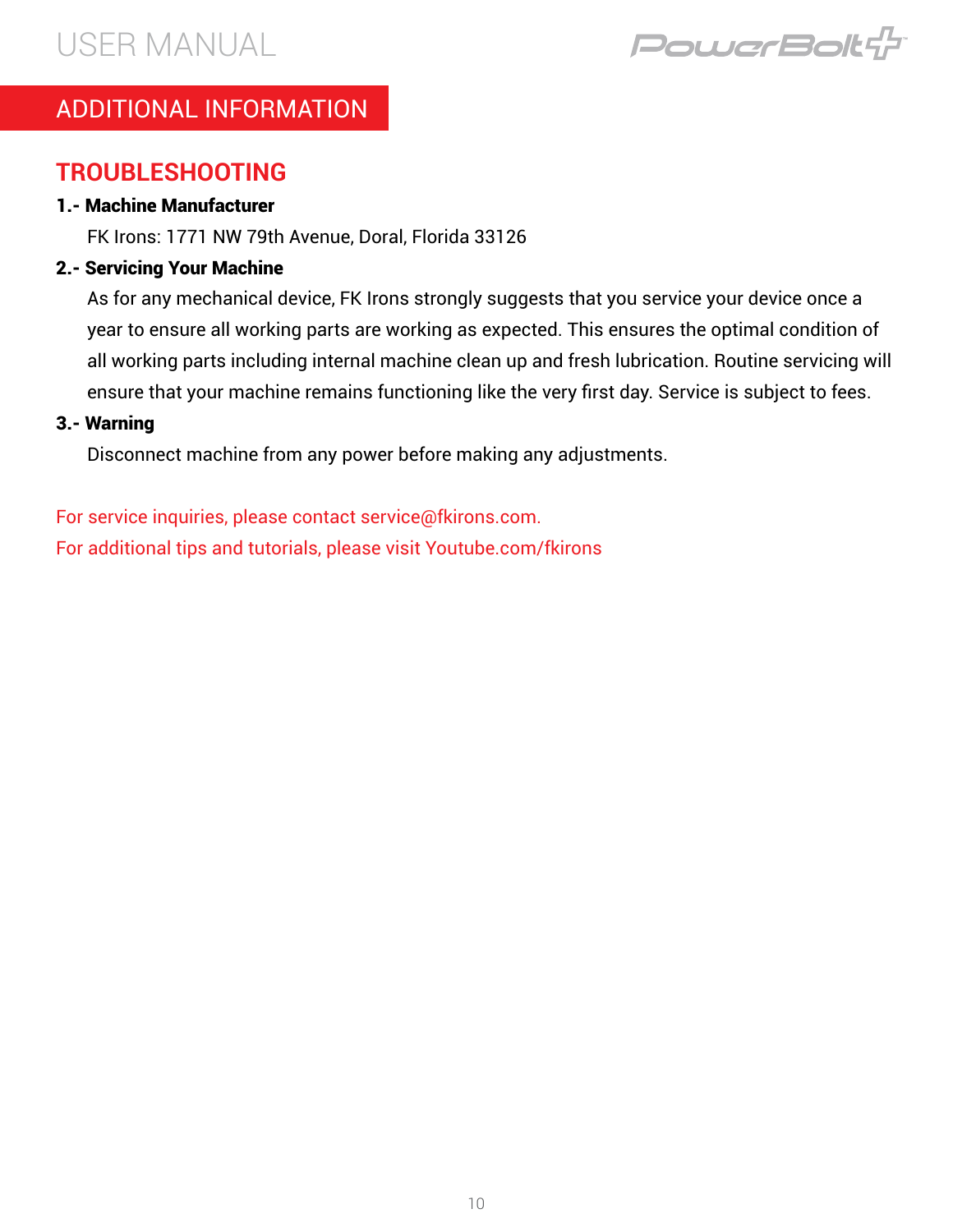## ADDITIONAL INFORMATION

### TROUBLESHOOTING

**1.- Machine Manufacturer**

FK Irons: 1771 NW 79th Avenue, Doral, Florida 33126

**2.- Servicing Your Machine**

As for any mechanical device, FK Irons strongly suggests that you service your device once a year to ensure all working parts are working as expected. This ensures the optimal condition of all working parts including internal machine clean up and fresh lubrication. Routine servicing will ensure that your machine remains functioning like the very first day. Service is subject to fees.

**3.- Warning**

Disconnect machine from any power before making any adjustments.

For service inquiries, please contact service@fkirons.com.

For additional tips and tutorials, please visit Youtube.com/fkirons